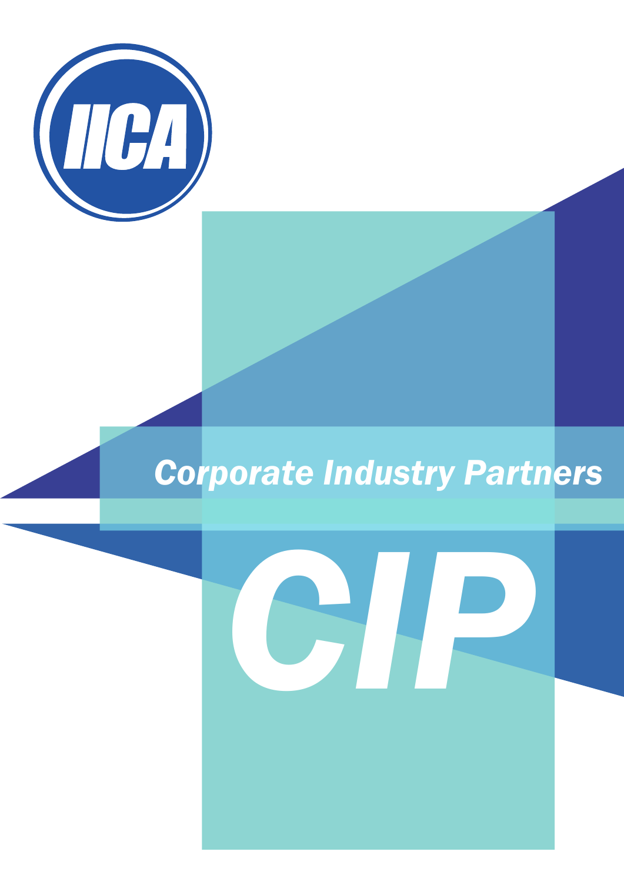IICA

## *Corporate Industry Partners*

# CIP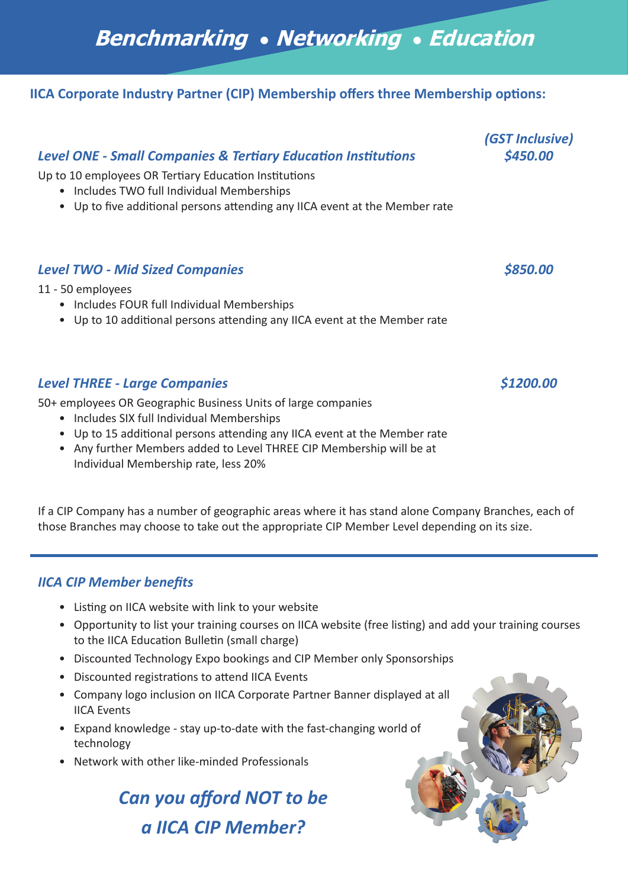# *Benchmarking • Networking • Education*

**IICA Corporate Industry Partner (CIP) Membership offers three Membership options:**

*(GST Inclusive)*

### *Level ONE - Small Companies & Tertiary Education Institutions* — *$450.00*

Up to 10 employees OR Tertiary Education Institutions

- Includes TWO full Individual Memberships
- Up to five additional persons attending any IICA event at the Member rate

### *Level TWO - Mid Sized Companies* — *$850.00*

11 - 50 employees

- Includes FOUR full Individual Memberships
- Up to 10 additional persons attending any IICA event at the Member rate

### *Level THREE - Large Companies* — *$1200.00*

50+ employees OR Geographic Business Units of large companies

- Includes SIX full Individual Memberships
- Up to 15 additional persons attending any IICA event at the Member rate
- Any further Members added to Level THREE CIP Membership will be at Individual Membership rate, less 20%

If a CIP Company has a number of geographic areas where it has stand alone Company Branches, each of those Branches may choose to take out the appropriate CIP Member Level depending on its size.

---

### *IICA CIP Member benefits*

- Listing on IICA website with link to your website
- Opportunity to list your training courses on IICA website (free listing) and add your training courses to the IICA Education Bulletin (small charge)
- Discounted Technology Expo bookings and CIP Member only Sponsorships
- Discounted registrations to attend IICA Events
- Company logo inclusion on IICA Corporate Partner Banner displayed at all IICA Events
- Expand knowledge - stay up-to-date with the fast-changing world of technology
- Network with other like-minded Professionals

## *Can you afford NOT to be a IICA CIP Member?*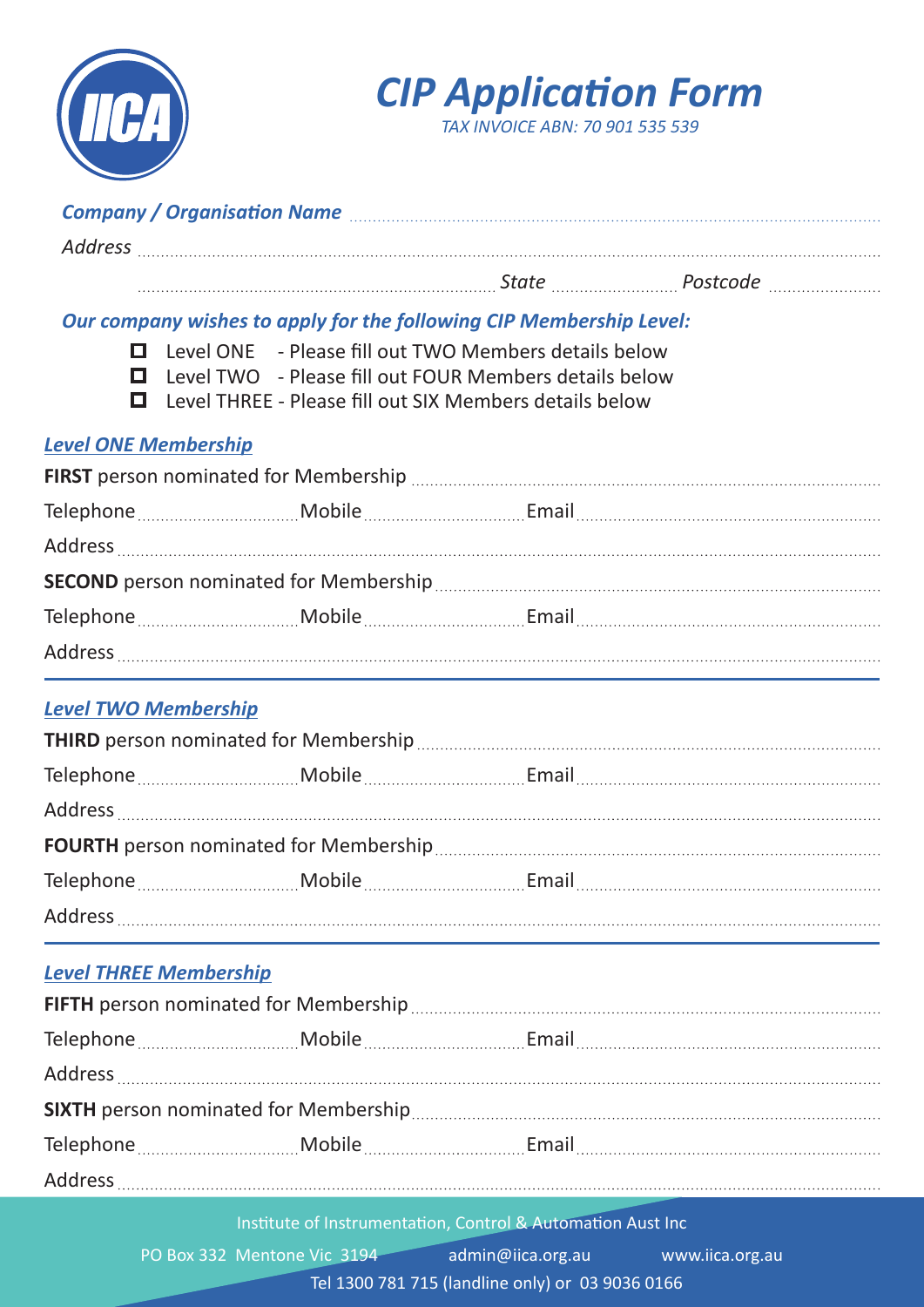# *CIP Application Form*

*TAX INVOICE ABN: 70 901 535 539*

***Company / Organisation Name*** ..............................................................................

*Address* ..............................................................................

.............................................................................. *State* .................... *Postcode* ....................

***Our company wishes to apply for the following CIP Membership Level:***

- ☐ Level ONE - Please fill out TWO Members details below
- ☐ Level TWO - Please fill out FOUR Members details below
- ☐ Level THREE - Please fill out SIX Members details below

## *Level ONE Membership*

**FIRST** person nominated for Membership ..............................................................................

Telephone .................... Mobile .................... Email ....................

Address ..............................................................................

**SECOND** person nominated for Membership ..............................................................................

Telephone .................... Mobile .................... Email ....................

Address ..............................................................................

## *Level TWO Membership*

**THIRD** person nominated for Membership ..............................................................................

Telephone .................... Mobile .................... Email ....................

Address ..............................................................................

**FOURTH** person nominated for Membership ..............................................................................

Telephone .................... Mobile .................... Email ....................

Address ..............................................................................

## *Level THREE Membership*

**FIFTH** person nominated for Membership ..............................................................................

Telephone .................... Mobile .................... Email ....................

Address ..............................................................................

**SIXTH** person nominated for Membership ..............................................................................

Telephone .................... Mobile .................... Email ....................

Address ..............................................................................

Institute of Instrumentation, Control & Automation Aust Inc

PO Box 332 Mentone Vic 3194 admin@iica.org.au www.iica.org.au

Tel 1300 781 715 (landline only) or 03 9036 0166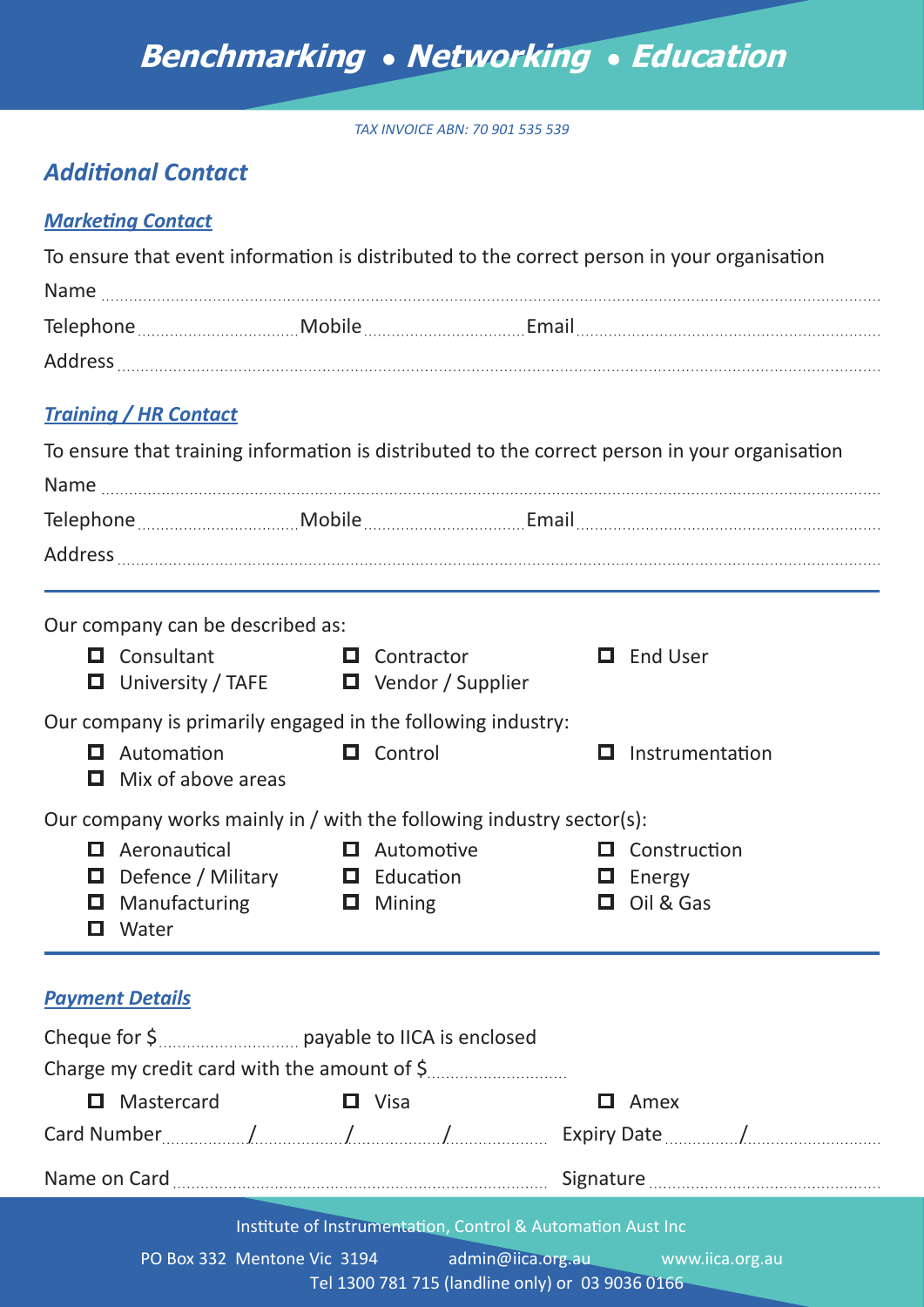# Benchmarking • Networking • Education

*TAX INVOICE ABN: 70 901 535 539*

## Additional Contact

### Marketing Contact

To ensure that event information is distributed to the correct person in your organisation

Name ..........................................................................................................................................................

Telephone .................................. Mobile .................................. Email ..................................................................

Address .......................................................................................................................................................

### Training / HR Contact

To ensure that training information is distributed to the correct person in your organisation

Name ..........................................................................................................................................................

Telephone .................................. Mobile .................................. Email ..................................................................

Address .......................................................................................................................................................

---

Our company can be described as:

- ☐ Consultant
- ☐ Contractor
- ☐ End User
- ☐ University / TAFE
- ☐ Vendor / Supplier

Our company is primarily engaged in the following industry:

- ☐ Automation
- ☐ Control
- ☐ Instrumentation
- ☐ Mix of above areas

Our company works mainly in / with the following industry sector(s):

- ☐ Aeronautical
- ☐ Automotive
- ☐ Construction
- ☐ Defence / Military
- ☐ Education
- ☐ Energy
- ☐ Manufacturing
- ☐ Mining
- ☐ Oil & Gas
- ☐ Water

---

### Payment Details

Cheque for $ ............................ payable to IICA is enclosed

Charge my credit card with the amount of $ ............................

- ☐ Mastercard
- ☐ Visa
- ☐ Amex

Card Number ................/................/................/.................... Expiry Date ..............\/............................

Name on Card .............................................................................. Signature ................................................

Institute of Instrumentation, Control & Automation Aust Inc

PO Box 332 Mentone Vic 3194 admin@iica.org.au www.iica.org.au

Tel 1300 781 715 (landline only) or 03 9036 0166